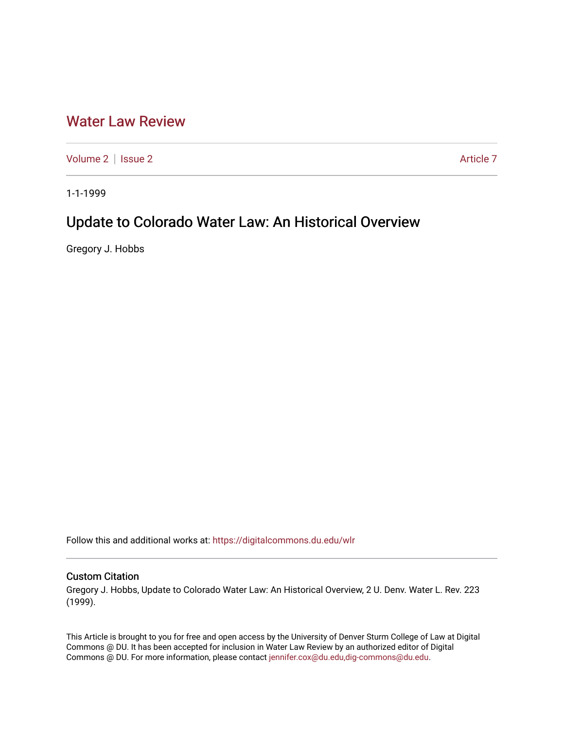# Water Law Review

Volume 2 | Issue 2 Article 7

1-1-1999

## Update to Colorado Water Law: An Historical Overview

Gregory J. Hobbs

Follow this and additional works at: https://digitalcommons.du.edu/wlr

### Custom Citation

Gregory J. Hobbs, Update to Colorado Water Law: An Historical Overview, 2 U. Denv. Water L. Rev. 223 (1999).

This Article is brought to you for free and open access by the University of Denver Sturm College of Law at Digital Commons @ DU. It has been accepted for inclusion in Water Law Review by an authorized editor of Digital Commons @ DU. For more information, please contact jennifer.cox@du.edu,dig-commons@du.edu.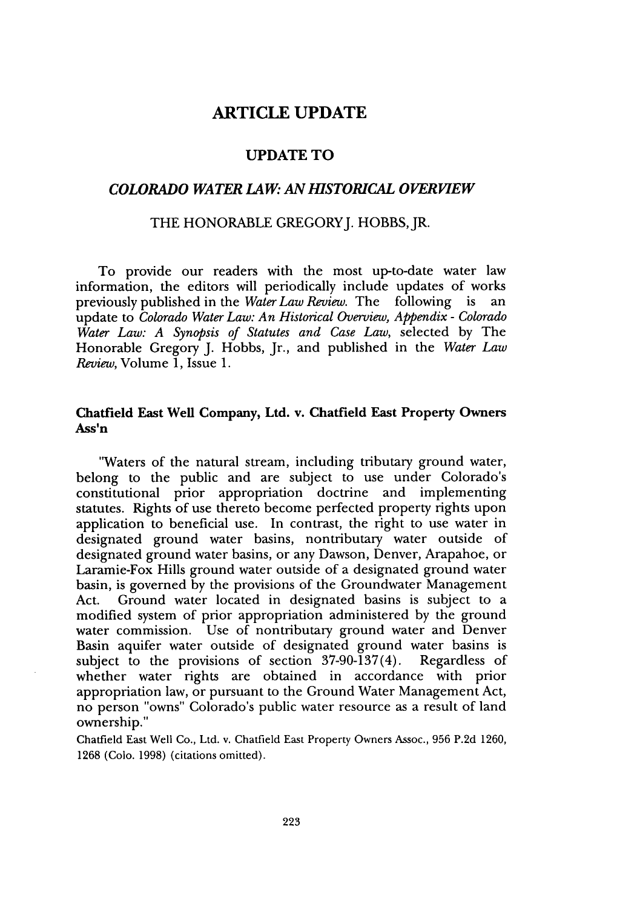# ARTICLE UPDATE

## UPDATE TO

## *COLORADO WATER LAW: AN HISTORICAL OVERVIEW*

THE HONORABLE GREGORY J. HOBBS, JR.

To provide our readers with the most up-to-date water law information, the editors will periodically include updates of works previously published in the *Water Law Review*. The following is an update to *Colorado Water Law: An Historical Overview, Appendix - Colorado Water Law: A Synopsis of Statutes and Case Law*, selected by The Honorable Gregory J. Hobbs, Jr., and published in the *Water Law Review*, Volume 1, Issue 1.

### Chatfield East Well Company, Ltd. v. Chatfield East Property Owners Ass'n

"Waters of the natural stream, including tributary ground water, belong to the public and are subject to use under Colorado's constitutional prior appropriation doctrine and implementing statutes. Rights of use thereto become perfected property rights upon application to beneficial use. In contrast, the right to use water in designated ground water basins, nontributary water outside of designated ground water basins, or any Dawson, Denver, Arapahoe, or Laramie-Fox Hills ground water outside of a designated ground water basin, is governed by the provisions of the Groundwater Management Act. Ground water located in designated basins is subject to a modified system of prior appropriation administered by the ground water commission. Use of nontributary ground water and Denver Basin aquifer water outside of designated ground water basins is subject to the provisions of section 37-90-137(4). Regardless of whether water rights are obtained in accordance with prior appropriation law, or pursuant to the Ground Water Management Act, no person "owns" Colorado's public water resource as a result of land ownership."

Chatfield East Well Co., Ltd. v. Chatfield East Property Owners Assoc., 956 P.2d 1260, 1268 (Colo. 1998) (citations omitted).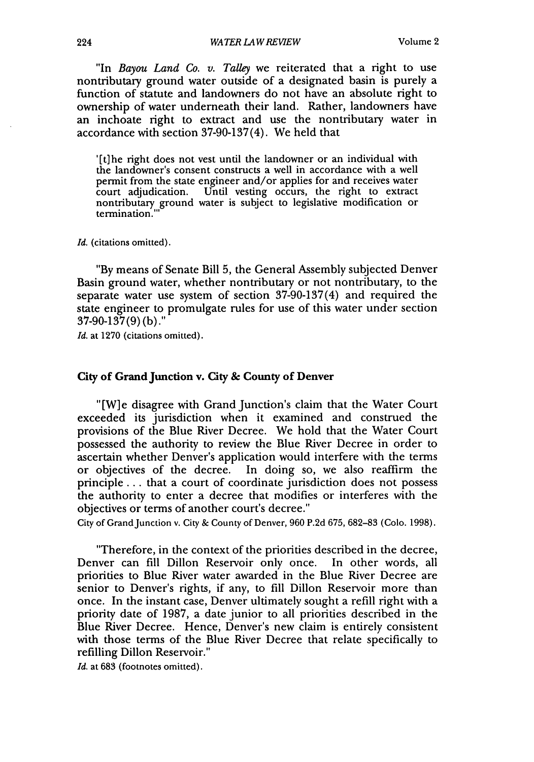"In *Bayou Land Co. v. Talley* we reiterated that a right to use nontributary ground water outside of a designated basin is purely a function of statute and landowners do not have an absolute right to ownership of water underneath their land. Rather, landowners have an inchoate right to extract and use the nontributary water in accordance with section 37-90-137(4). We held that

> '[t]he right does not vest until the landowner or an individual with the landowner's consent constructs a well in accordance with a well permit from the state engineer and/or applies for and receives water court adjudication. Until vesting occurs, the right to extract nontributary ground water is subject to legislative modification or termination.'"

*Id.* (citations omitted).

"By means of Senate Bill 5, the General Assembly subjected Denver Basin ground water, whether nontributary or not nontributary, to the separate water use system of section 37-90-137(4) and required the state engineer to promulgate rules for use of this water under section 37-90-137(9)(b)."

*Id.* at 1270 (citations omitted).

### City of Grand Junction v. City & County of Denver

"[W]e disagree with Grand Junction's claim that the Water Court exceeded its jurisdiction when it examined and construed the provisions of the Blue River Decree. We hold that the Water Court possessed the authority to review the Blue River Decree in order to ascertain whether Denver's application would interfere with the terms or objectives of the decree. In doing so, we also reaffirm the principle . . . that a court of coordinate jurisdiction does not possess the authority to enter a decree that modifies or interferes with the objectives or terms of another court's decree."

City of Grand Junction v. City & County of Denver, 960 P.2d 675, 682–83 (Colo. 1998).

"Therefore, in the context of the priorities described in the decree, Denver can fill Dillon Reservoir only once. In other words, all priorities to Blue River water awarded in the Blue River Decree are senior to Denver's rights, if any, to fill Dillon Reservoir more than once. In the instant case, Denver ultimately sought a refill right with a priority date of 1987, a date junior to all priorities described in the Blue River Decree. Hence, Denver's new claim is entirely consistent with those terms of the Blue River Decree that relate specifically to refilling Dillon Reservoir."

*Id.* at 683 (footnotes omitted).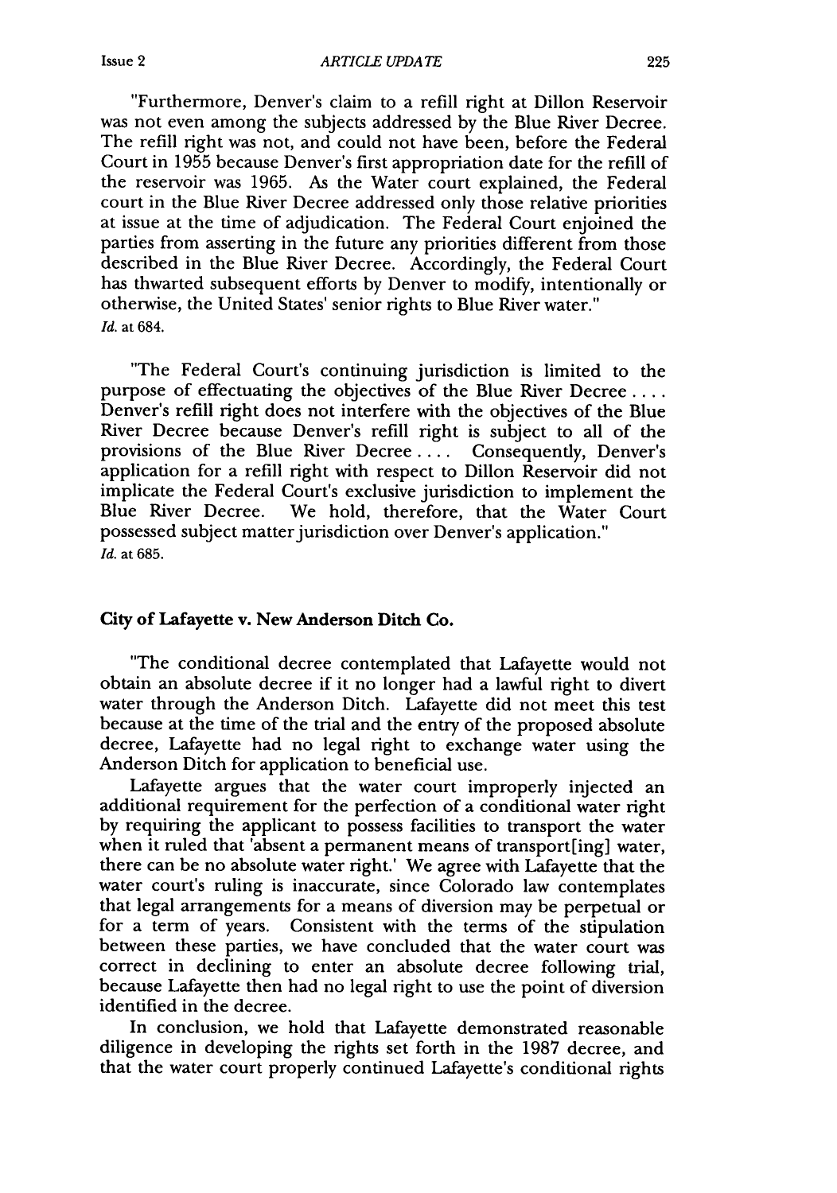"Furthermore, Denver's claim to a refill right at Dillon Reservoir was not even among the subjects addressed by the Blue River Decree. The refill right was not, and could not have been, before the Federal Court in 1955 because Denver's first appropriation date for the refill of the reservoir was 1965. As the Water court explained, the Federal court in the Blue River Decree addressed only those relative priorities at issue at the time of adjudication. The Federal Court enjoined the parties from asserting in the future any priorities different from those described in the Blue River Decree. Accordingly, the Federal Court has thwarted subsequent efforts by Denver to modify, intentionally or otherwise, the United States' senior rights to Blue River water."
*Id.* at 684.

"The Federal Court's continuing jurisdiction is limited to the purpose of effectuating the objectives of the Blue River Decree .... Denver's refill right does not interfere with the objectives of the Blue River Decree because Denver's refill right is subject to all of the provisions of the Blue River Decree .... Consequently, Denver's application for a refill right with respect to Dillon Reservoir did not implicate the Federal Court's exclusive jurisdiction to implement the Blue River Decree. We hold, therefore, that the Water Court possessed subject matter jurisdiction over Denver's application."
*Id.* at 685.

**City of Lafayette v. New Anderson Ditch Co.**

"The conditional decree contemplated that Lafayette would not obtain an absolute decree if it no longer had a lawful right to divert water through the Anderson Ditch. Lafayette did not meet this test because at the time of the trial and the entry of the proposed absolute decree, Lafayette had no legal right to exchange water using the Anderson Ditch for application to beneficial use.

Lafayette argues that the water court improperly injected an additional requirement for the perfection of a conditional water right by requiring the applicant to possess facilities to transport the water when it ruled that 'absent a permanent means of transport[ing] water, there can be no absolute water right.' We agree with Lafayette that the water court's ruling is inaccurate, since Colorado law contemplates that legal arrangements for a means of diversion may be perpetual or for a term of years. Consistent with the terms of the stipulation between these parties, we have concluded that the water court was correct in declining to enter an absolute decree following trial, because Lafayette then had no legal right to use the point of diversion identified in the decree.

In conclusion, we hold that Lafayette demonstrated reasonable diligence in developing the rights set forth in the 1987 decree, and that the water court properly continued Lafayette's conditional rights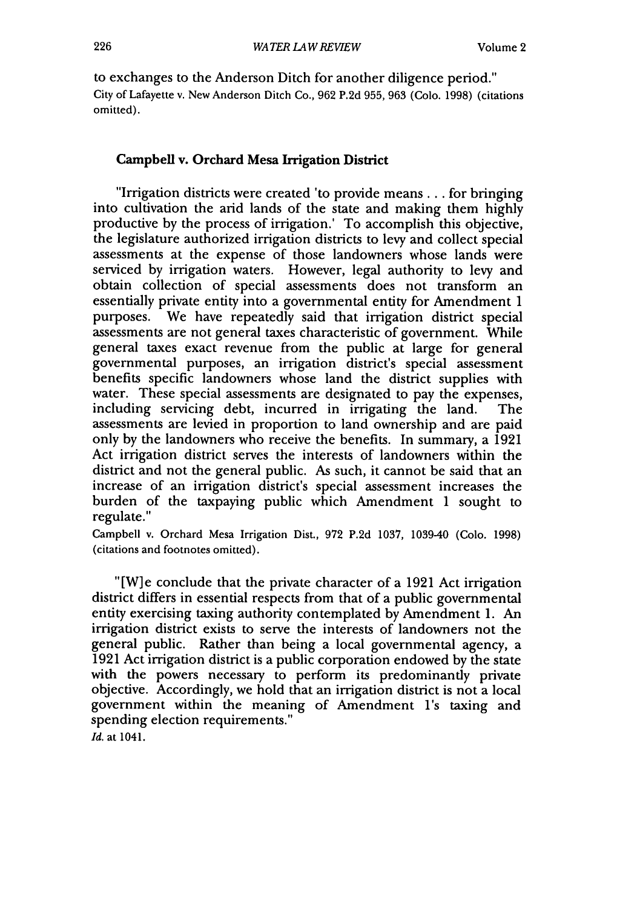to exchanges to the Anderson Ditch for another diligence period."
City of Lafayette v. New Anderson Ditch Co., 962 P.2d 955, 963 (Colo. 1998) (citations omitted).

### Campbell v. Orchard Mesa Irrigation District

"Irrigation districts were created 'to provide means . . . for bringing into cultivation the arid lands of the state and making them highly productive by the process of irrigation.' To accomplish this objective, the legislature authorized irrigation districts to levy and collect special assessments at the expense of those landowners whose lands were serviced by irrigation waters. However, legal authority to levy and obtain collection of special assessments does not transform an essentially private entity into a governmental entity for Amendment 1 purposes. We have repeatedly said that irrigation district special assessments are not general taxes characteristic of government. While general taxes exact revenue from the public at large for general governmental purposes, an irrigation district's special assessment benefits specific landowners whose land the district supplies with water. These special assessments are designated to pay the expenses, including servicing debt, incurred in irrigating the land. The assessments are levied in proportion to land ownership and are paid only by the landowners who receive the benefits. In summary, a 1921 Act irrigation district serves the interests of landowners within the district and not the general public. As such, it cannot be said that an increase of an irrigation district's special assessment increases the burden of the taxpaying public which Amendment 1 sought to regulate."
Campbell v. Orchard Mesa Irrigation Dist., 972 P.2d 1037, 1039-40 (Colo. 1998) (citations and footnotes omitted).

"[W]e conclude that the private character of a 1921 Act irrigation district differs in essential respects from that of a public governmental entity exercising taxing authority contemplated by Amendment 1. An irrigation district exists to serve the interests of landowners not the general public. Rather than being a local governmental agency, a 1921 Act irrigation district is a public corporation endowed by the state with the powers necessary to perform its predominantly private objective. Accordingly, we hold that an irrigation district is not a local government within the meaning of Amendment 1's taxing and spending election requirements."
*Id.* at 1041.